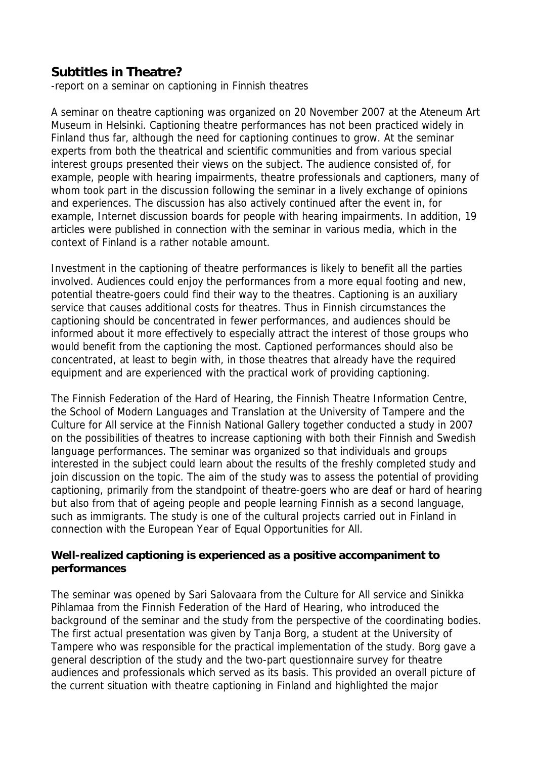## Subtitles in Theatre?

-report on a seminar on captioning in Finnish theatres

A seminar on theatre captioning was organized on 20 November 2007 at the Ateneum Art Museum in Helsinki. Captioning theatre performances has not been practiced widely in Finland thus far, although the need for captioning continues to grow. At the seminar experts from both the theatrical and scientific communities and from various special interest groups presented their views on the subject. The audience consisted of, for example, people with hearing impairments, theatre professionals and captioners, many of whom took part in the discussion following the seminar in a lively exchange of opinions and experiences. The discussion has also actively continued after the event in, for example, Internet discussion boards for people with hearing impairments. In addition, 19 articles were published in connection with the seminar in various media, which in the context of Finland is a rather notable amount.

Investment in the captioning of theatre performances is likely to benefit all the parties involved. Audiences could enjoy the performances from a more equal footing and new, potential theatre-goers could find their way to the theatres. Captioning is an auxiliary service that causes additional costs for theatres. Thus in Finnish circumstances the captioning should be concentrated in fewer performances, and audiences should be informed about it more effectively to especially attract the interest of those groups who would benefit from the captioning the most. Captioned performances should also be concentrated, at least to begin with, in those theatres that already have the required equipment and are experienced with the practical work of providing captioning.

The Finnish Federation of the Hard of Hearing, the Finnish Theatre Information Centre, the School of Modern Languages and Translation at the University of Tampere and the Culture for All service at the Finnish National Gallery together conducted a study in 2007 on the possibilities of theatres to increase captioning with both their Finnish and Swedish language performances. The seminar was organized so that individuals and groups interested in the subject could learn about the results of the freshly completed study and join discussion on the topic. The aim of the study was to assess the potential of providing captioning, primarily from the standpoint of theatre-goers who are deaf or hard of hearing but also from that of ageing people and people learning Finnish as a second language, such as immigrants. The study is one of the cultural projects carried out in Finland in connection with the European Year of Equal Opportunities for All.

### Well-realized captioning is experienced as a positive accompaniment to performances

The seminar was opened by Sari Salovaara from the Culture for All service and Sinikka Pihlamaa from the Finnish Federation of the Hard of Hearing, who introduced the background of the seminar and the study from the perspective of the coordinating bodies. The first actual presentation was given by Tanja Borg, a student at the University of Tampere who was responsible for the practical implementation of the study. Borg gave a general description of the study and the two-part questionnaire survey for theatre audiences and professionals which served as its basis. This provided an overall picture of the current situation with theatre captioning in Finland and highlighted the major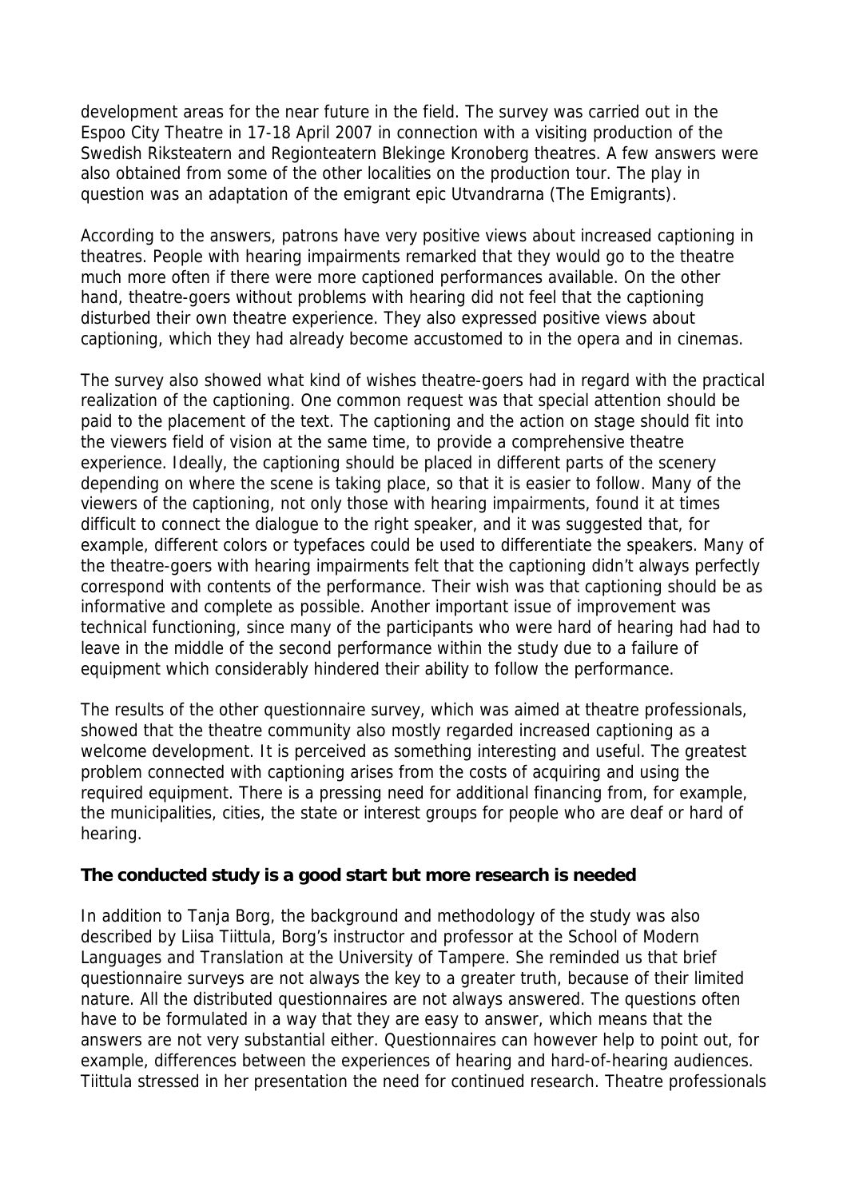development areas for the near future in the field. The survey was carried out in the Espoo City Theatre in 17-18 April 2007 in connection with a visiting production of the Swedish Riksteatern and Regionteatern Blekinge Kronoberg theatres. A few answers were also obtained from some of the other localities on the production tour. The play in question was an adaptation of the emigrant epic Utvandrarna (The Emigrants).

According to the answers, patrons have very positive views about increased captioning in theatres. People with hearing impairments remarked that they would go to the theatre much more often if there were more captioned performances available. On the other hand, theatre-goers without problems with hearing did not feel that the captioning disturbed their own theatre experience. They also expressed positive views about captioning, which they had already become accustomed to in the opera and in cinemas.

The survey also showed what kind of wishes theatre-goers had in regard with the practical realization of the captioning. One common request was that special attention should be paid to the placement of the text. The captioning and the action on stage should fit into the viewers field of vision at the same time, to provide a comprehensive theatre experience. Ideally, the captioning should be placed in different parts of the scenery depending on where the scene is taking place, so that it is easier to follow. Many of the viewers of the captioning, not only those with hearing impairments, found it at times difficult to connect the dialogue to the right speaker, and it was suggested that, for example, different colors or typefaces could be used to differentiate the speakers. Many of the theatre-goers with hearing impairments felt that the captioning didn't always perfectly correspond with contents of the performance. Their wish was that captioning should be as informative and complete as possible. Another important issue of improvement was technical functioning, since many of the participants who were hard of hearing had had to leave in the middle of the second performance within the study due to a failure of equipment which considerably hindered their ability to follow the performance.

The results of the other questionnaire survey, which was aimed at theatre professionals, showed that the theatre community also mostly regarded increased captioning as a welcome development. It is perceived as something interesting and useful. The greatest problem connected with captioning arises from the costs of acquiring and using the required equipment. There is a pressing need for additional financing from, for example, the municipalities, cities, the state or interest groups for people who are deaf or hard of hearing.

**The conducted study is a good start but more research is needed**

In addition to Tanja Borg, the background and methodology of the study was also described by Liisa Tiittula, Borg's instructor and professor at the School of Modern Languages and Translation at the University of Tampere. She reminded us that brief questionnaire surveys are not always the key to a greater truth, because of their limited nature. All the distributed questionnaires are not always answered. The questions often have to be formulated in a way that they are easy to answer, which means that the answers are not very substantial either. Questionnaires can however help to point out, for example, differences between the experiences of hearing and hard-of-hearing audiences. Tiittula stressed in her presentation the need for continued research. Theatre professionals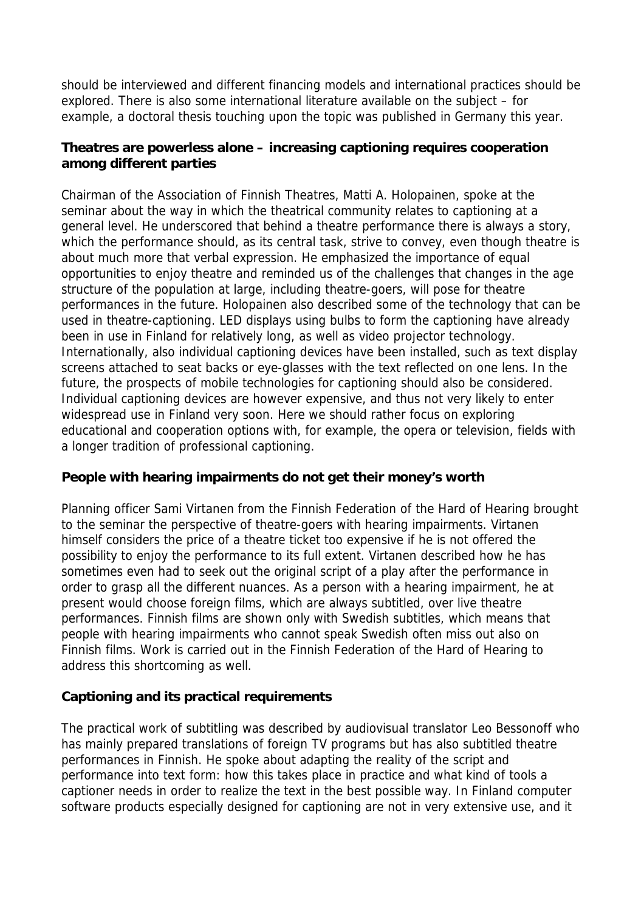should be interviewed and different financing models and international practices should be explored. There is also some international literature available on the subject – for example, a doctoral thesis touching upon the topic was published in Germany this year.

**Theatres are powerless alone – increasing captioning requires cooperation among different parties**

Chairman of the Association of Finnish Theatres, Matti A. Holopainen, spoke at the seminar about the way in which the theatrical community relates to captioning at a general level. He underscored that behind a theatre performance there is always a story, which the performance should, as its central task, strive to convey, even though theatre is about much more that verbal expression. He emphasized the importance of equal opportunities to enjoy theatre and reminded us of the challenges that changes in the age structure of the population at large, including theatre-goers, will pose for theatre performances in the future. Holopainen also described some of the technology that can be used in theatre-captioning. LED displays using bulbs to form the captioning have already been in use in Finland for relatively long, as well as video projector technology. Internationally, also individual captioning devices have been installed, such as text display screens attached to seat backs or eye-glasses with the text reflected on one lens. In the future, the prospects of mobile technologies for captioning should also be considered. Individual captioning devices are however expensive, and thus not very likely to enter widespread use in Finland very soon. Here we should rather focus on exploring educational and cooperation options with, for example, the opera or television, fields with a longer tradition of professional captioning.

**People with hearing impairments do not get their money's worth**

Planning officer Sami Virtanen from the Finnish Federation of the Hard of Hearing brought to the seminar the perspective of theatre-goers with hearing impairments. Virtanen himself considers the price of a theatre ticket too expensive if he is not offered the possibility to enjoy the performance to its full extent. Virtanen described how he has sometimes even had to seek out the original script of a play after the performance in order to grasp all the different nuances. As a person with a hearing impairment, he at present would choose foreign films, which are always subtitled, over live theatre performances. Finnish films are shown only with Swedish subtitles, which means that people with hearing impairments who cannot speak Swedish often miss out also on Finnish films. Work is carried out in the Finnish Federation of the Hard of Hearing to address this shortcoming as well.

**Captioning and its practical requirements**

The practical work of subtitling was described by audiovisual translator Leo Bessonoff who has mainly prepared translations of foreign TV programs but has also subtitled theatre performances in Finnish. He spoke about adapting the reality of the script and performance into text form: how this takes place in practice and what kind of tools a captioner needs in order to realize the text in the best possible way. In Finland computer software products especially designed for captioning are not in very extensive use, and it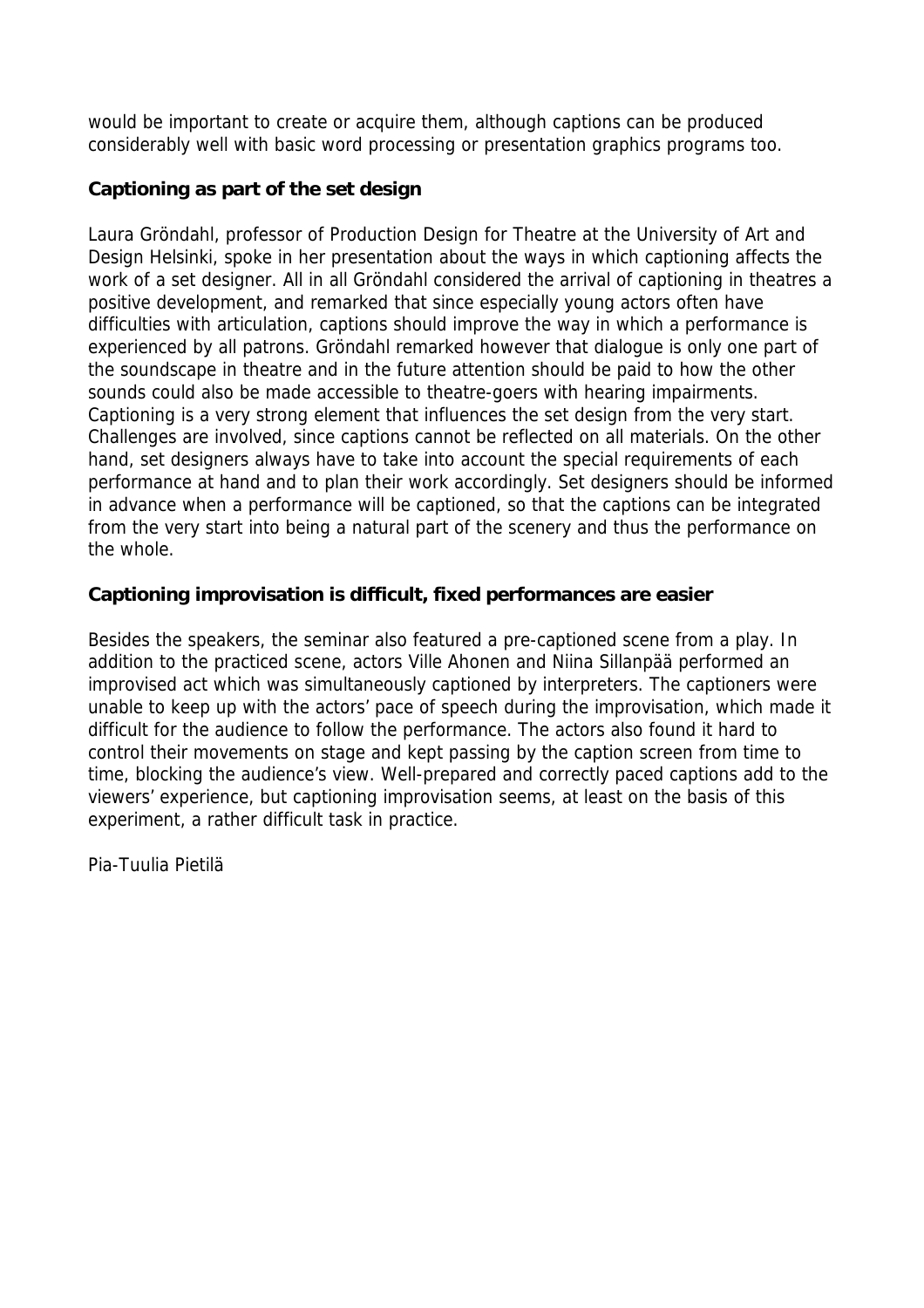would be important to create or acquire them, although captions can be produced considerably well with basic word processing or presentation graphics programs too.

## Captioning as part of the set design

Laura Gröndahl, professor of Production Design for Theatre at the University of Art and Design Helsinki, spoke in her presentation about the ways in which captioning affects the work of a set designer. All in all Gröndahl considered the arrival of captioning in theatres a positive development, and remarked that since especially young actors often have difficulties with articulation, captions should improve the way in which a performance is experienced by all patrons. Gröndahl remarked however that dialogue is only one part of the soundscape in theatre and in the future attention should be paid to how the other sounds could also be made accessible to theatre-goers with hearing impairments. Captioning is a very strong element that influences the set design from the very start. Challenges are involved, since captions cannot be reflected on all materials. On the other hand, set designers always have to take into account the special requirements of each performance at hand and to plan their work accordingly. Set designers should be informed in advance when a performance will be captioned, so that the captions can be integrated from the very start into being a natural part of the scenery and thus the performance on the whole.

## Captioning improvisation is difficult, fixed performances are easier

Besides the speakers, the seminar also featured a pre-captioned scene from a play. In addition to the practiced scene, actors Ville Ahonen and Niina Sillanpää performed an improvised act which was simultaneously captioned by interpreters. The captioners were unable to keep up with the actors' pace of speech during the improvisation, which made it difficult for the audience to follow the performance. The actors also found it hard to control their movements on stage and kept passing by the caption screen from time to time, blocking the audience's view. Well-prepared and correctly paced captions add to the viewers' experience, but captioning improvisation seems, at least on the basis of this experiment, a rather difficult task in practice.

Pia-Tuulia Pietilä